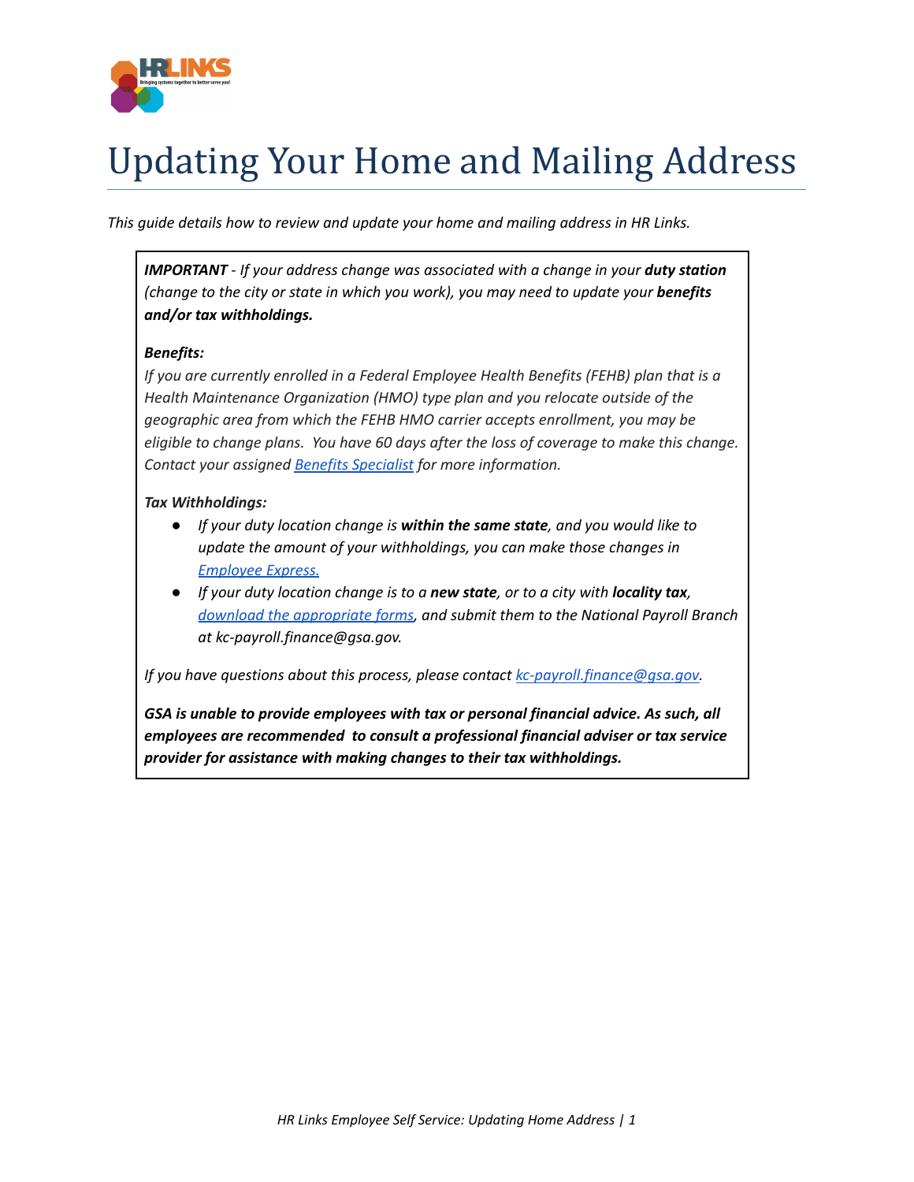# Updating Your Home and Mailing Address

*This guide details how to review and update your home and mailing address in HR Links.*

***IMPORTANT** - If your address change was associated with a change in your **duty station** (change to the city or state in which you work), you may need to update your **benefits and/or tax withholdings.***

***Benefits:***

*If you are currently enrolled in a Federal Employee Health Benefits (FEHB) plan that is a Health Maintenance Organization (HMO) type plan and you relocate outside of the geographic area from which the FEHB HMO carrier accepts enrollment, you may be eligible to change plans. You have 60 days after the loss of coverage to make this change. Contact your assigned Benefits Specialist for more information.*

***Tax Withholdings:***

- *If your duty location change is **within the same state**, and you would like to update the amount of your withholdings, you can make those changes in Employee Express.*
- *If your duty location change is to a **new state**, or to a city with **locality tax**, download the appropriate forms, and submit them to the National Payroll Branch at kc-payroll.finance@gsa.gov.*

*If you have questions about this process, please contact kc-payroll.finance@gsa.gov.*

***GSA is unable to provide employees with tax or personal financial advice. As such, all employees are recommended to consult a professional financial adviser or tax service provider for assistance with making changes to their tax withholdings.***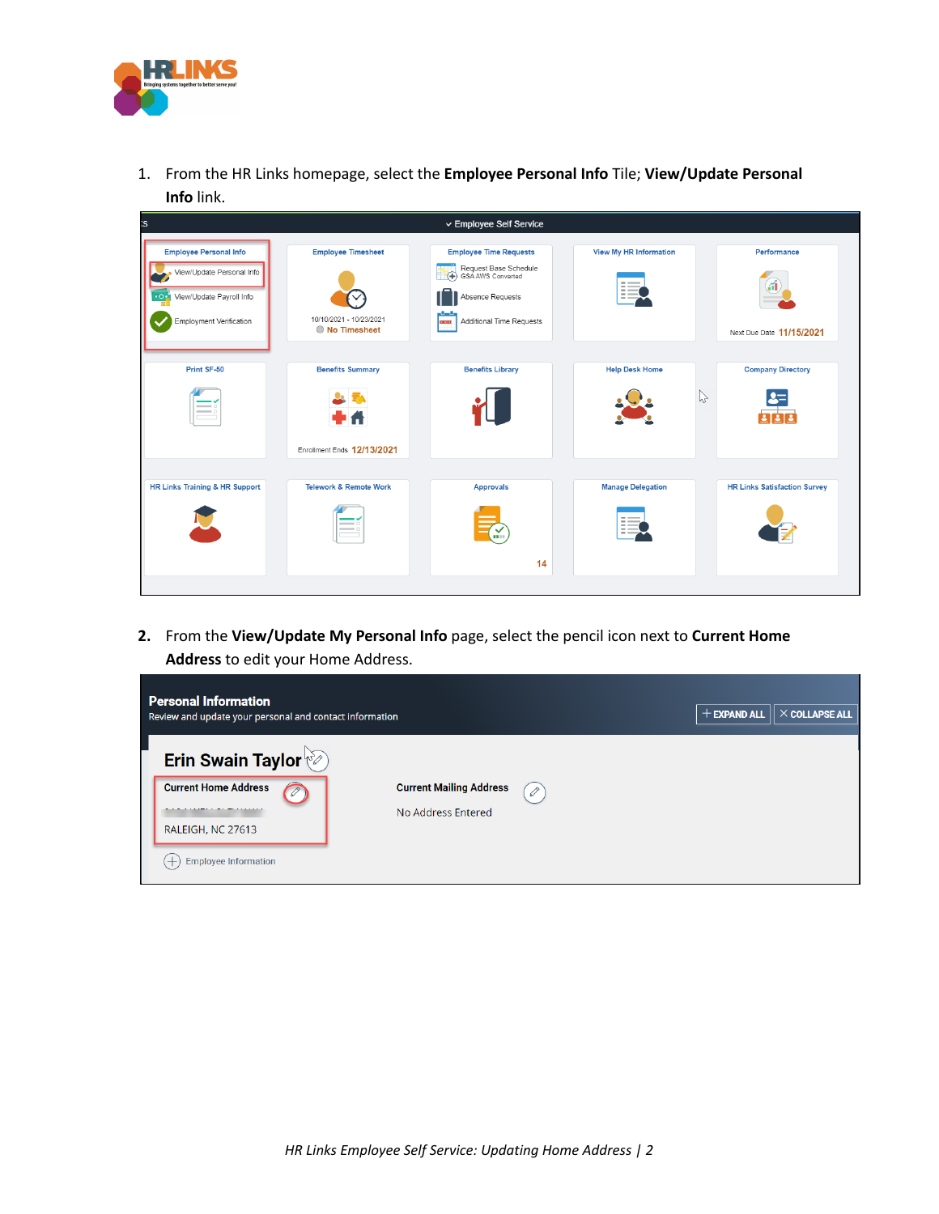1. From the HR Links homepage, select the **Employee Personal Info** Tile; **View/Update Personal Info** link.

2. From the **View/Update My Personal Info** page, select the pencil icon next to **Current Home Address** to edit your Home Address.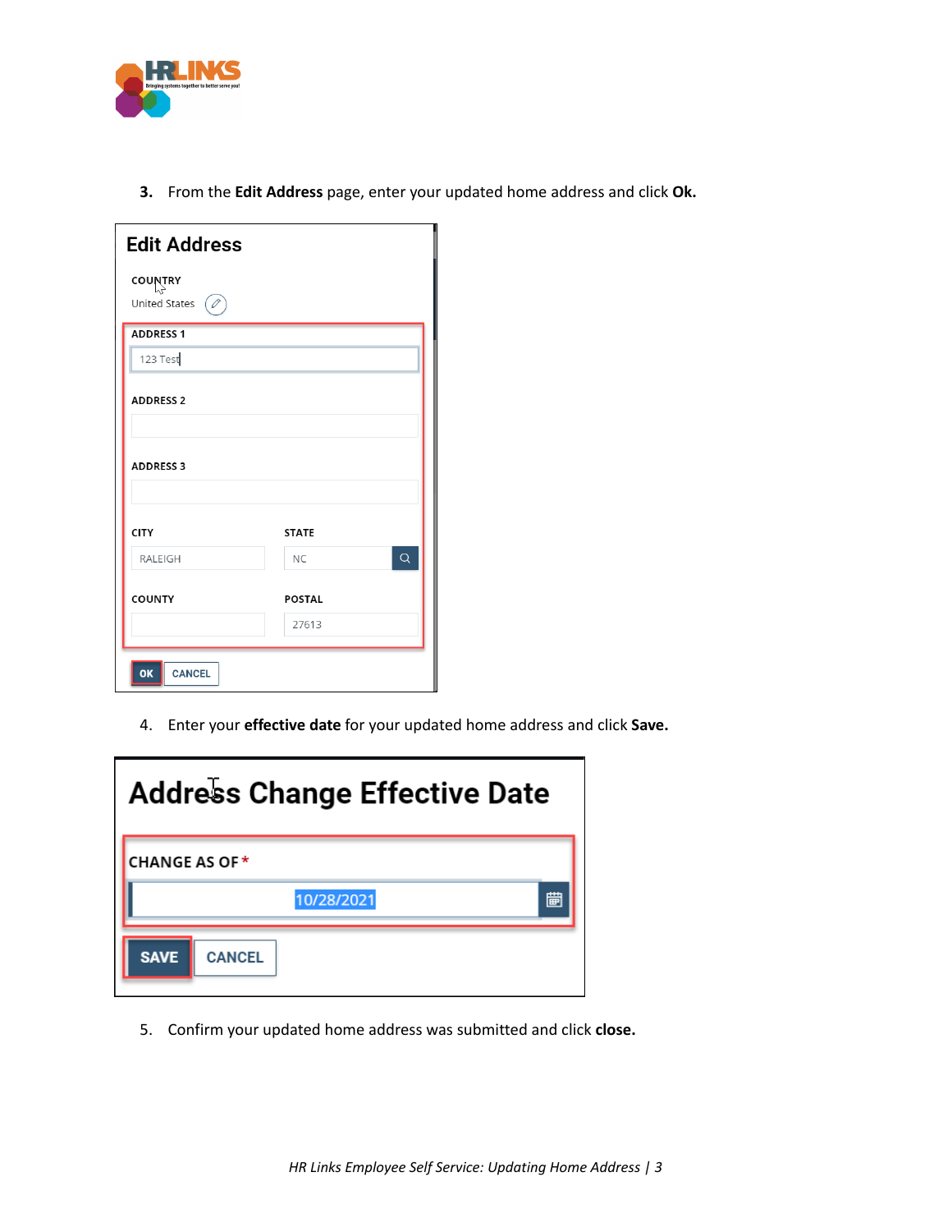3. From the **Edit Address** page, enter your updated home address and click **Ok.**

Edit Address

COUNTRY
United States

ADDRESS 1
123 Test

ADDRESS 2

ADDRESS 3

CITY
RALEIGH

STATE
NC

COUNTY

POSTAL
27613

OK CANCEL

4. Enter your **effective date** for your updated home address and click **Save.**

Address Change Effective Date

CHANGE AS OF *
10/28/2021

SAVE CANCEL

5. Confirm your updated home address was submitted and click **close.**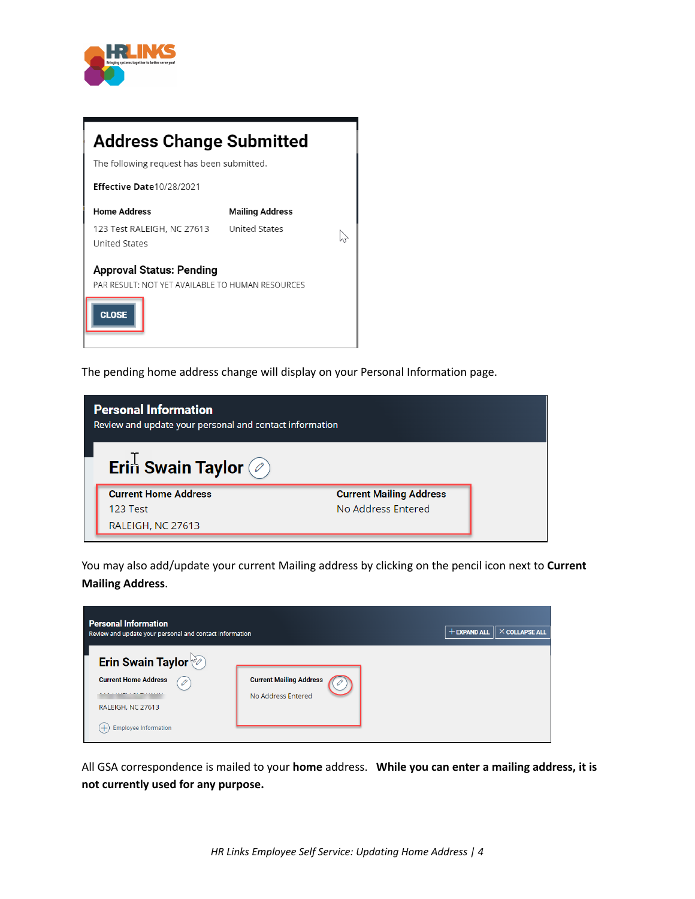The pending home address change will display on your Personal Information page.

You may also add/update your current Mailing address by clicking on the pencil icon next to **Current Mailing Address**.

All GSA correspondence is mailed to your **home** address.   **While you can enter a mailing address, it is not currently used for any purpose.**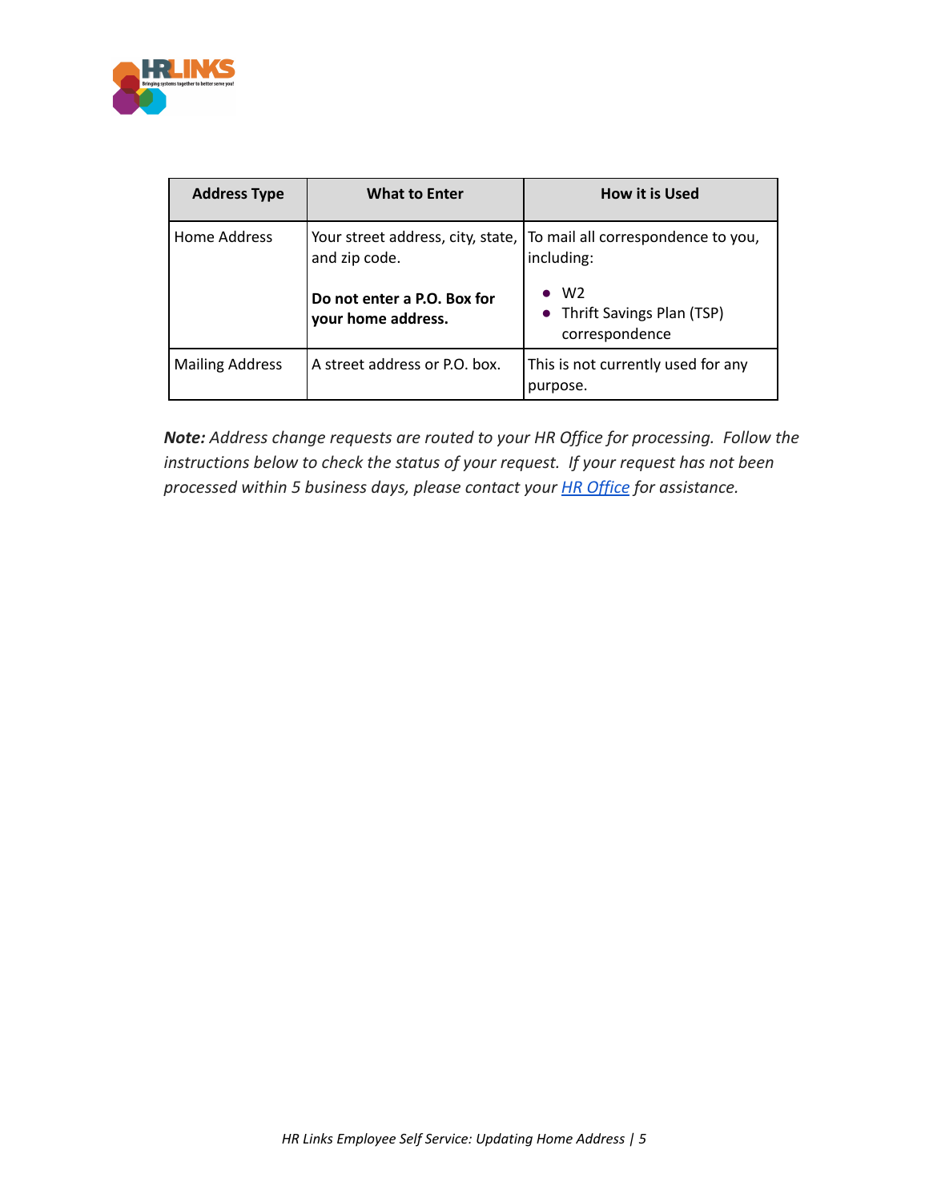| Address Type | What to Enter | How it is Used |
|---|---|---|
| Home Address | Your street address, city, state, and zip code.<br><br>**Do not enter a P.O. Box for your home address.** | To mail all correspondence to you, including:<br>• W2<br>• Thrift Savings Plan (TSP) correspondence |
| Mailing Address | A street address or P.O. box. | This is not currently used for any purpose. |

***Note:*** *Address change requests are routed to your HR Office for processing. Follow the instructions below to check the status of your request. If your request has not been processed within 5 business days, please contact your [HR Office](HR Office) for assistance.*